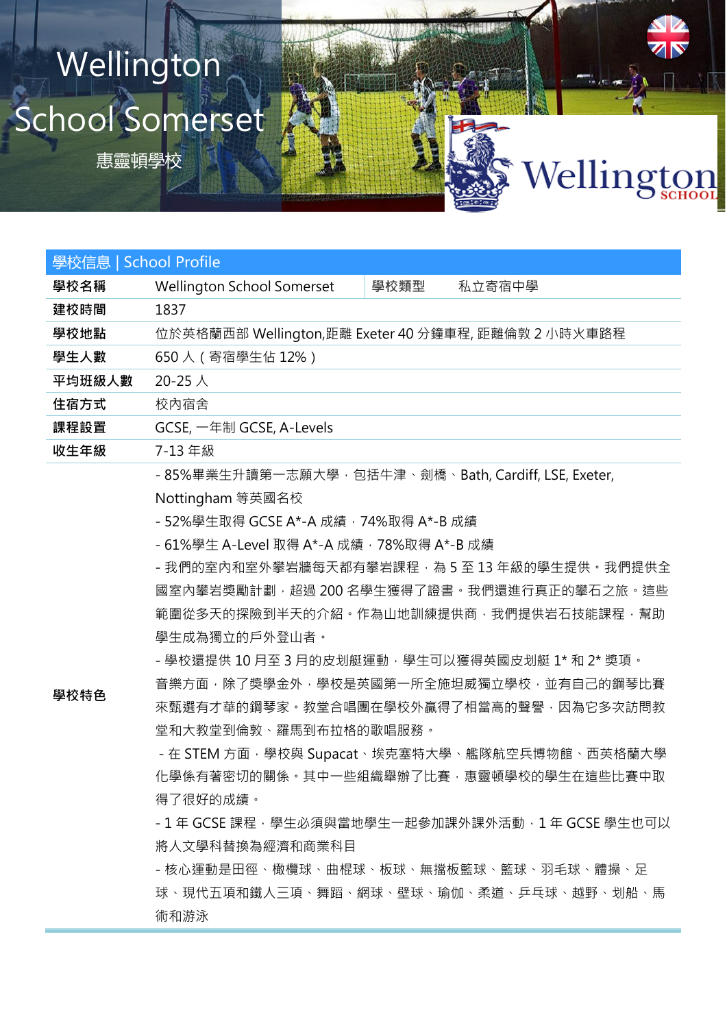# Wellington School Somerset

惠靈頓學校

| 學校信息 \| School Profile | | | |
|---|---|---|---|
| 學校名稱 | Wellington School Somerset | 學校類型 | 私立寄宿中學 |
| 建校時間 | 1837 | | |
| 學校地點 | 位於英格蘭西部 Wellington,距離 Exeter 40 分鐘車程, 距離倫敦 2 小時火車路程 | | |
| 學生人數 | 650 人（寄宿學生佔 12%） | | |
| 平均班級人數 | 20-25 人 | | |
| 住宿方式 | 校內宿舍 | | |
| 課程設置 | GCSE, 一年制 GCSE, A-Levels | | |
| 收生年級 | 7-13 年級 | | |
| 學校特色 | - 85%畢業生升讀第一志願大學，包括牛津、劍橋、Bath, Cardiff, LSE, Exeter, Nottingham 等英國名校<br>- 52%學生取得 GCSE A*-A 成績，74%取得 A*-B 成績<br>- 61%學生 A-Level 取得 A*-A 成績，78%取得 A*-B 成績<br>- 我們的室內和室外攀岩牆每天都有攀岩課程，為 5 至 13 年級的學生提供。我們提供全國室內攀岩獎勵計劃，超過 200 名學生獲得了證書。我們還進行真正的攀石之旅。這些範圍從多天的探險到半天的介紹。作為山地訓練提供商，我們提供岩石技能課程，幫助學生成為獨立的戶外登山者。<br>- 學校還提供 10 月至 3 月的皮划艇運動，學生可以獲得英國皮划艇 1* 和 2* 獎項。<br>音樂方面，除了獎學金外，學校是英國第一所全施坦威獨立學校，並有自己的鋼琴比賽來甄選有才華的鋼琴家。教堂合唱團在學校外贏得了相當高的聲譽，因為它多次訪問教堂和大教堂到倫敦、羅馬到布拉格的歌唱服務。<br>- 在 STEM 方面，學校與 Supacat、埃克塞特大學、艦隊航空兵博物館、西英格蘭大學化學係有著密切的關係。其中一些組織舉辦了比賽，惠靈頓學校的學生在這些比賽中取得了很好的成績。<br>- 1 年 GCSE 課程，學生必須與當地學生一起參加課外課外活動，1 年 GCSE 學生也可以將人文學科替換為經濟和商業科目<br>- 核心運動是田徑、橄欖球、曲棍球、板球、無擋板籃球、籃球、羽毛球、體操、足球、現代五項和鐵人三項、舞蹈、網球、壁球、瑜伽、柔道、乒乓球、越野、划船、馬術和游泳 | | | |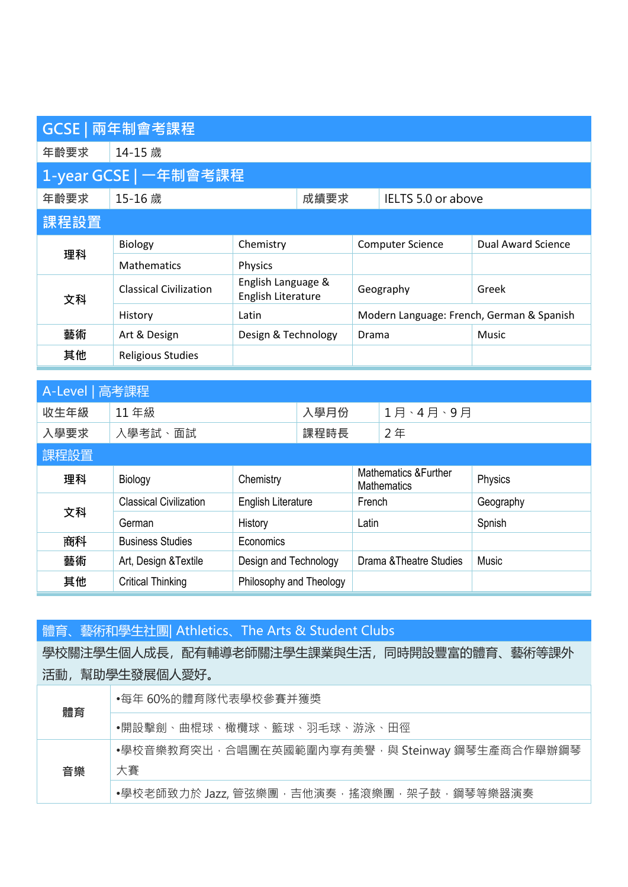## GCSE | 兩年制會考課程

| 年齡要求 | 14-15 歲 | | |
|---|---|---|---|

## 1-year GCSE | 一年制會考課程

| 年齡要求 | 15-16 歲 | 成績要求 | IELTS 5.0 or above |
|---|---|---|---|

### 課程設置

| | | | | |
|---|---|---|---|---|
| 理科 | Biology | Chemistry | Computer Science | Dual Award Science |
| | Mathematics | Physics | | |
| 文科 | Classical Civilization | English Language & English Literature | Geography | Greek |
| | History | Latin | Modern Language: French, German & Spanish | |
| 藝術 | Art & Design | Design & Technology | Drama | Music |
| 其他 | Religious Studies | | | |

## A-Level | 高考課程

| 收生年級 | 11 年級 | 入學月份 | 1 月、4 月、9 月 |
|---|---|---|---|
| 入學要求 | 入學考試、面試 | 課程時長 | 2 年 |

### 課程設置

| | | | | |
|---|---|---|---|---|
| 理科 | Biology | Chemistry | Mathematics &Further Mathematics | Physics |
| 文科 | Classical Civilization | English Literature | French | Geography |
| | German | History | Latin | Spnish |
| 商科 | Business Studies | Economics | | |
| 藝術 | Art, Design &Textile | Design and Technology | Drama &Theatre Studies | Music |
| 其他 | Critical Thinking | Philosophy and Theology | | |

## 體育、藝術和學生社團| Athletics、The Arts & Student Clubs

學校關注學生個人成長，配有輔導老師關注學生課業與生活，同時開設豐富的體育、藝術等課外活動，幫助學生發展個人愛好。

| | |
|---|---|
| 體育 | •每年 60%的體育隊代表學校參賽并獲獎 |
| | •開設擊劍、曲棍球、橄欖球、籃球、羽毛球、游泳、田徑 |
| 音樂 | •學校音樂教育突出，合唱團在英國範圍內享有美譽，與 Steinway 鋼琴生產商合作舉辦鋼琴大賽 |
| | •學校老師致力於 Jazz, 管弦樂團，吉他演奏，搖滾樂團，架子鼓，鋼琴等樂器演奏 |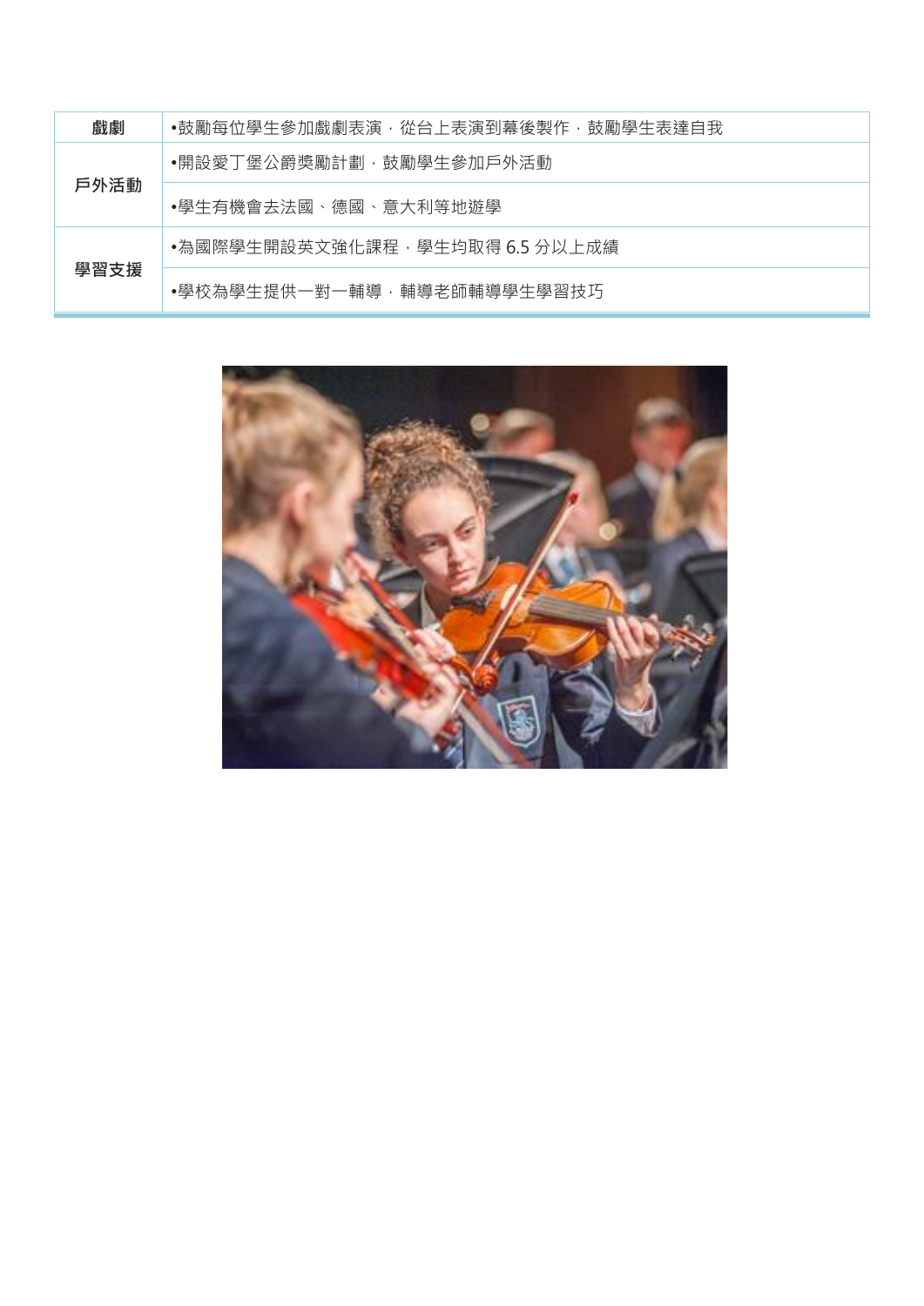| | |
|---|---|
| 戲劇 | •鼓勵每位學生參加戲劇表演，從台上表演到幕後製作，鼓勵學生表達自我 |
| 戶外活動 | •開設愛丁堡公爵獎勵計劃，鼓勵學生參加戶外活動 |
| | •學生有機會去法國、德國、意大利等地遊學 |
| 學習支援 | •為國際學生開設英文強化課程，學生均取得 6.5 分以上成績 |
| | •學校為學生提供一對一輔導，輔導老師輔導學生學習技巧 |